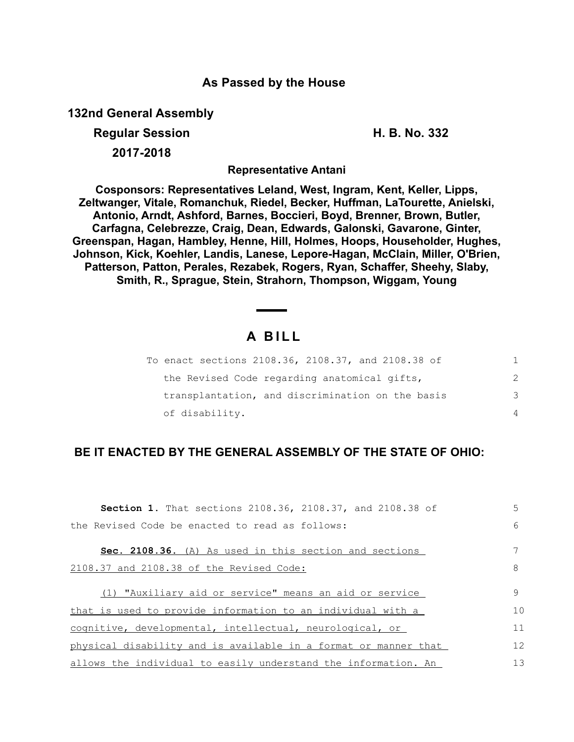# As Passed by the House

**132nd General Assembly**

**Regular Session** **H. B. No. 332**

**2017-2018**

**Representative Antani**

**Cosponsors: Representatives Leland, West, Ingram, Kent, Keller, Lipps, Zeltwanger, Vitale, Romanchuk, Riedel, Becker, Huffman, LaTourette, Anielski, Antonio, Arndt, Ashford, Barnes, Boccieri, Boyd, Brenner, Brown, Butler, Carfagna, Celebrezze, Craig, Dean, Edwards, Galonski, Gavarone, Ginter, Greenspan, Hagan, Hambley, Henne, Hill, Holmes, Hoops, Householder, Hughes, Johnson, Kick, Koehler, Landis, Lanese, Lepore-Hagan, McClain, Miller, O'Brien, Patterson, Patton, Perales, Rezabek, Rogers, Ryan, Schaffer, Sheehy, Slaby, Smith, R., Sprague, Stein, Strahorn, Thompson, Wiggam, Young**

## A BILL

To enact sections 2108.36, 2108.37, and 2108.38 of the Revised Code regarding anatomical gifts, transplantation, and discrimination on the basis of disability.

**BE IT ENACTED BY THE GENERAL ASSEMBLY OF THE STATE OF OHIO:**

**Section 1.** That sections 2108.36, 2108.37, and 2108.38 of the Revised Code be enacted to read as follows:

**Sec. 2108.36.** (A) As used in this section and sections 2108.37 and 2108.38 of the Revised Code:

(1) "Auxiliary aid or service" means an aid or service that is used to provide information to an individual with a cognitive, developmental, intellectual, neurological, or physical disability and is available in a format or manner that allows the individual to easily understand the information. An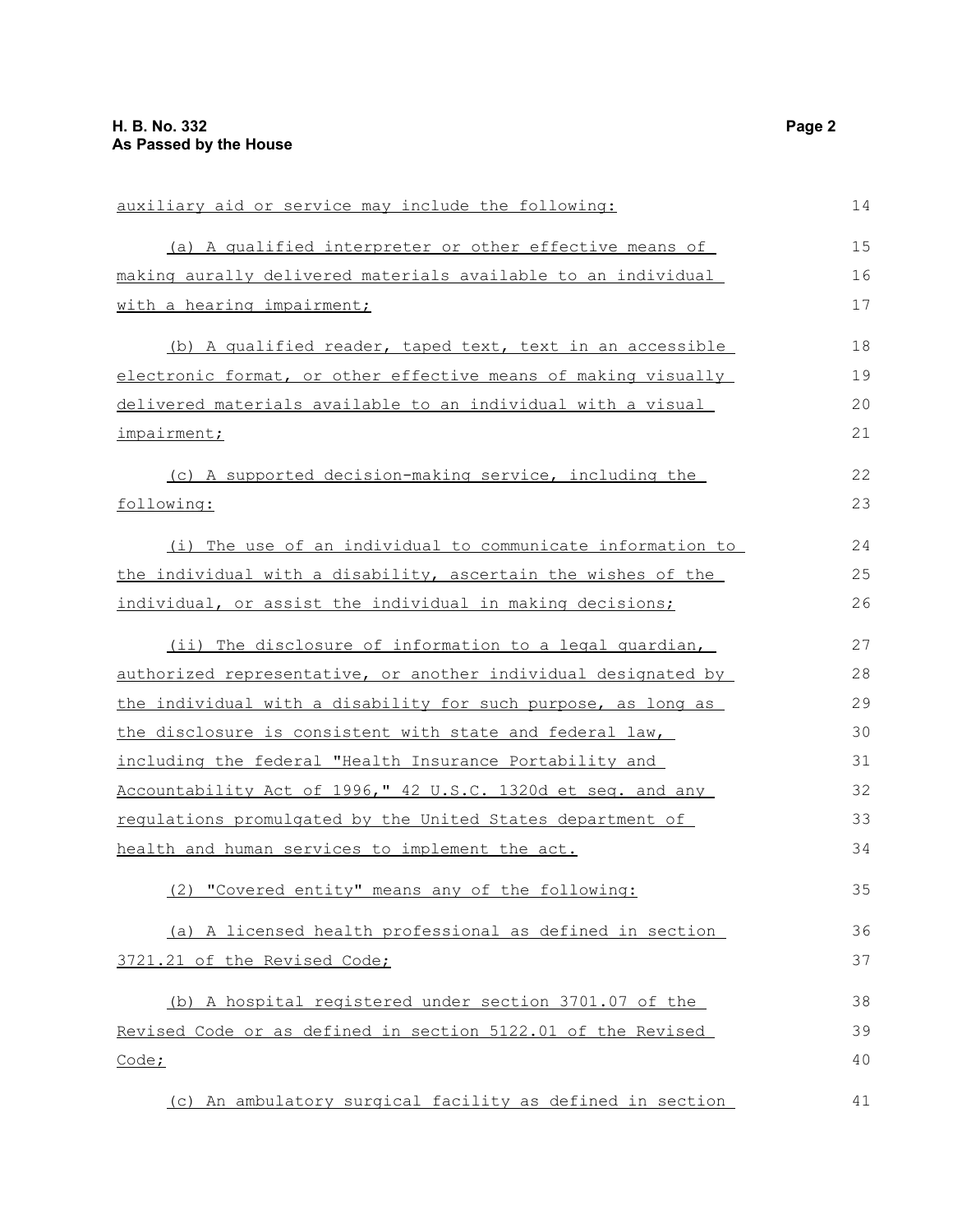auxiliary aid or service may include the following:

(a) A qualified interpreter or other effective means of making aurally delivered materials available to an individual with a hearing impairment;

(b) A qualified reader, taped text, text in an accessible electronic format, or other effective means of making visually delivered materials available to an individual with a visual impairment;

(c) A supported decision-making service, including the following:

(i) The use of an individual to communicate information to the individual with a disability, ascertain the wishes of the individual, or assist the individual in making decisions;

(ii) The disclosure of information to a legal guardian, authorized representative, or another individual designated by the individual with a disability for such purpose, as long as the disclosure is consistent with state and federal law, including the federal "Health Insurance Portability and Accountability Act of 1996," 42 U.S.C. 1320d et seq. and any regulations promulgated by the United States department of health and human services to implement the act.

(2) "Covered entity" means any of the following:

(a) A licensed health professional as defined in section 3721.21 of the Revised Code;

(b) A hospital registered under section 3701.07 of the Revised Code or as defined in section 5122.01 of the Revised Code;

(c) An ambulatory surgical facility as defined in section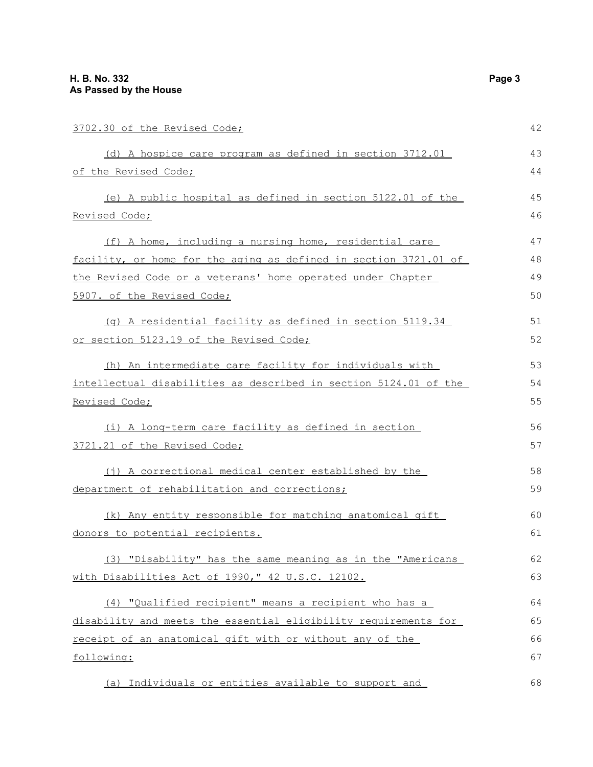3702.30 of the Revised Code;

(d) A hospice care program as defined in section 3712.01 of the Revised Code;

(e) A public hospital as defined in section 5122.01 of the Revised Code;

(f) A home, including a nursing home, residential care facility, or home for the aging as defined in section 3721.01 of the Revised Code or a veterans' home operated under Chapter 5907. of the Revised Code;

(g) A residential facility as defined in section 5119.34 or section 5123.19 of the Revised Code;

(h) An intermediate care facility for individuals with intellectual disabilities as described in section 5124.01 of the Revised Code;

(i) A long-term care facility as defined in section 3721.21 of the Revised Code;

(j) A correctional medical center established by the department of rehabilitation and corrections;

(k) Any entity responsible for matching anatomical gift donors to potential recipients.

(3) "Disability" has the same meaning as in the "Americans with Disabilities Act of 1990," 42 U.S.C. 12102.

(4) "Qualified recipient" means a recipient who has a disability and meets the essential eligibility requirements for receipt of an anatomical gift with or without any of the following:

(a) Individuals or entities available to support and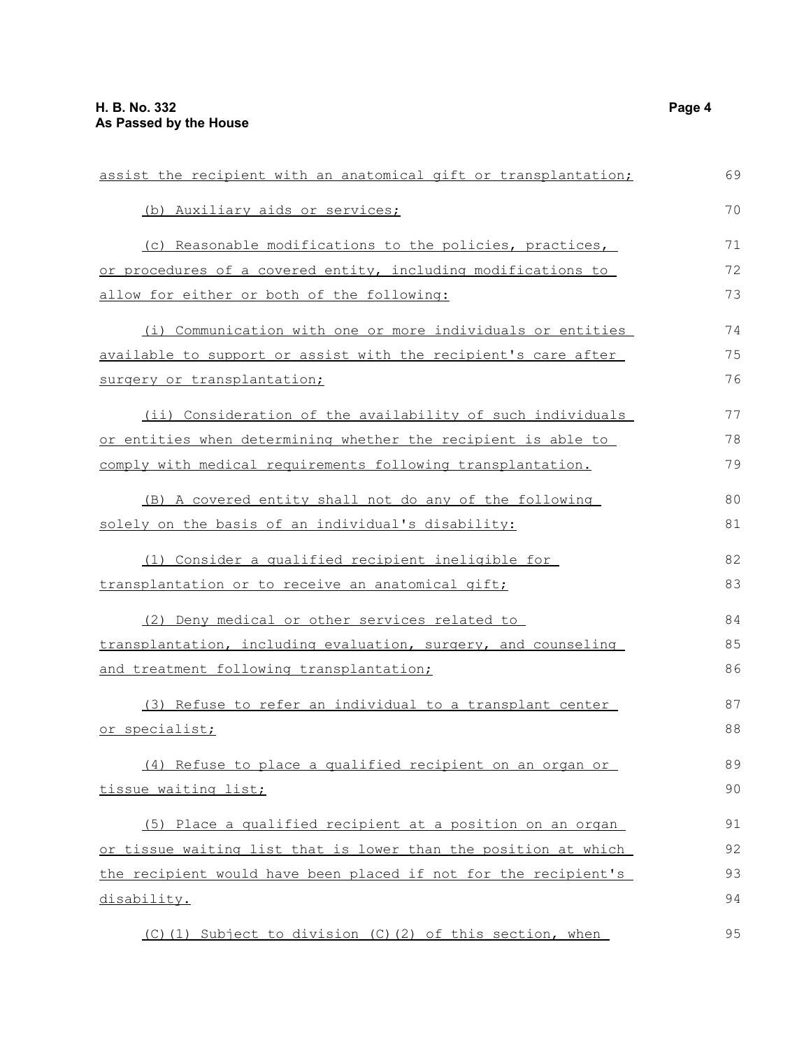assist the recipient with an anatomical gift or transplantation;

(b) Auxiliary aids or services;

(c) Reasonable modifications to the policies, practices, or procedures of a covered entity, including modifications to allow for either or both of the following:

(i) Communication with one or more individuals or entities available to support or assist with the recipient's care after surgery or transplantation;

(ii) Consideration of the availability of such individuals or entities when determining whether the recipient is able to comply with medical requirements following transplantation.

(B) A covered entity shall not do any of the following solely on the basis of an individual's disability:

(1) Consider a qualified recipient ineligible for transplantation or to receive an anatomical gift;

(2) Deny medical or other services related to transplantation, including evaluation, surgery, and counseling and treatment following transplantation;

(3) Refuse to refer an individual to a transplant center or specialist;

(4) Refuse to place a qualified recipient on an organ or tissue waiting list;

(5) Place a qualified recipient at a position on an organ or tissue waiting list that is lower than the position at which the recipient would have been placed if not for the recipient's disability.

(C)(1) Subject to division (C)(2) of this section, when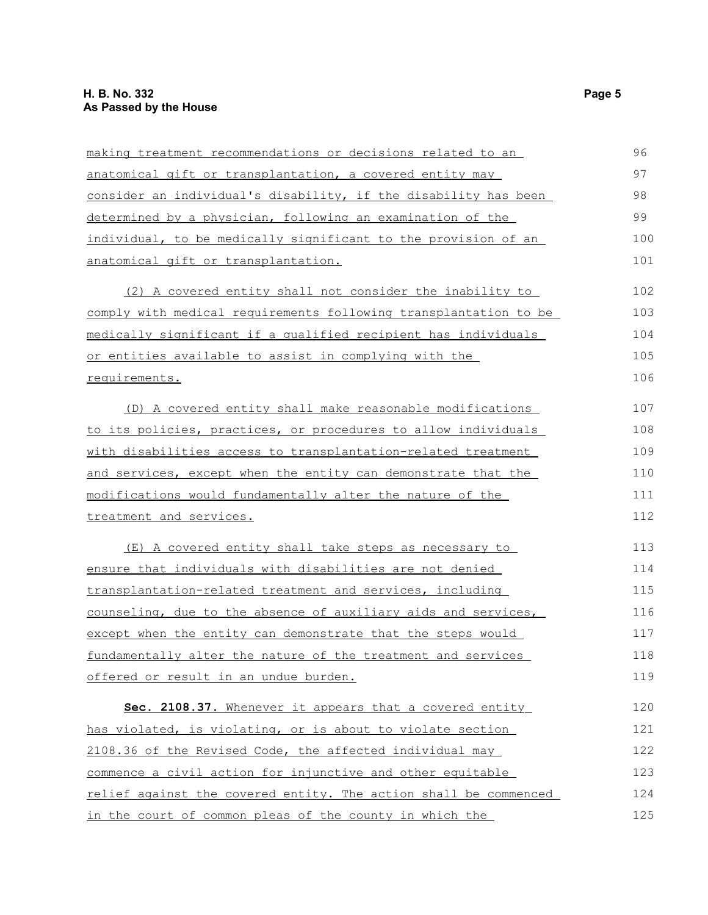making treatment recommendations or decisions related to an anatomical gift or transplantation, a covered entity may consider an individual's disability, if the disability has been determined by a physician, following an examination of the individual, to be medically significant to the provision of an anatomical gift or transplantation.

(2) A covered entity shall not consider the inability to comply with medical requirements following transplantation to be medically significant if a qualified recipient has individuals or entities available to assist in complying with the requirements.

(D) A covered entity shall make reasonable modifications to its policies, practices, or procedures to allow individuals with disabilities access to transplantation-related treatment and services, except when the entity can demonstrate that the modifications would fundamentally alter the nature of the treatment and services.

(E) A covered entity shall take steps as necessary to ensure that individuals with disabilities are not denied transplantation-related treatment and services, including counseling, due to the absence of auxiliary aids and services, except when the entity can demonstrate that the steps would fundamentally alter the nature of the treatment and services offered or result in an undue burden.

**Sec. 2108.37.** Whenever it appears that a covered entity has violated, is violating, or is about to violate section 2108.36 of the Revised Code, the affected individual may commence a civil action for injunctive and other equitable relief against the covered entity. The action shall be commenced in the court of common pleas of the county in which the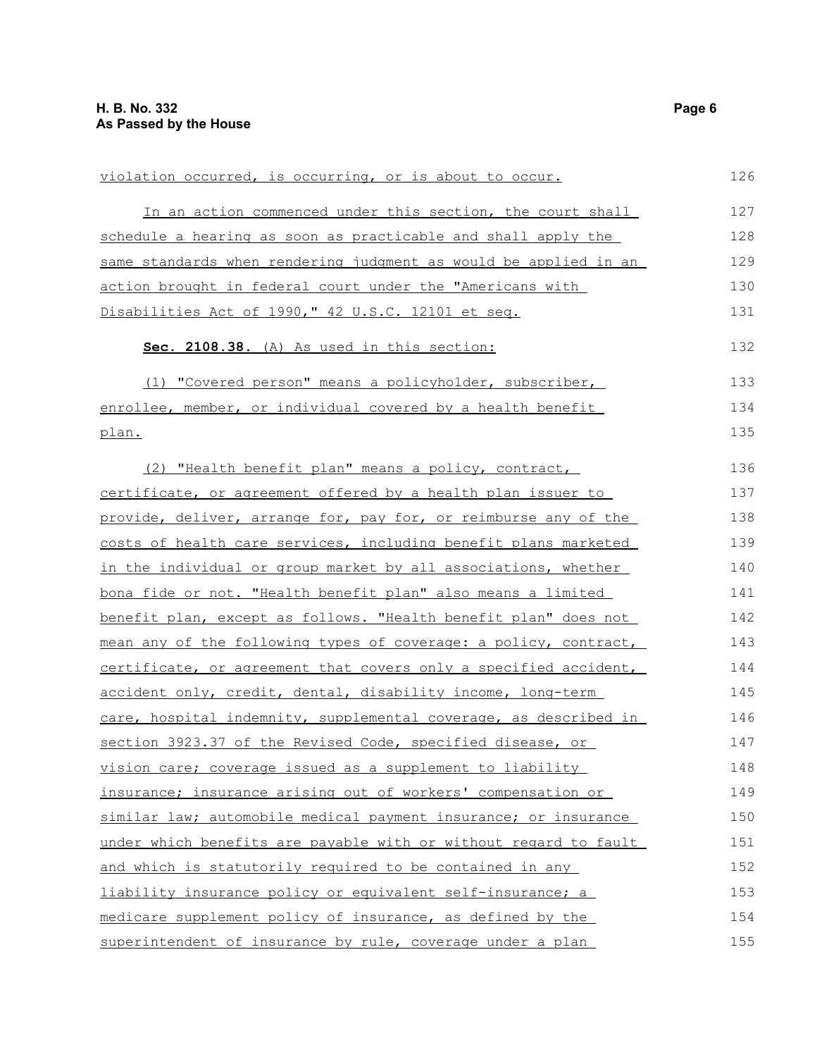violation occurred, is occurring, or is about to occur.

In an action commenced under this section, the court shall schedule a hearing as soon as practicable and shall apply the same standards when rendering judgment as would be applied in an action brought in federal court under the "Americans with Disabilities Act of 1990," 42 U.S.C. 12101 et seq.

**Sec. 2108.38.** (A) As used in this section:

(1) "Covered person" means a policyholder, subscriber, enrollee, member, or individual covered by a health benefit plan.

(2) "Health benefit plan" means a policy, contract, certificate, or agreement offered by a health plan issuer to provide, deliver, arrange for, pay for, or reimburse any of the costs of health care services, including benefit plans marketed in the individual or group market by all associations, whether bona fide or not. "Health benefit plan" also means a limited benefit plan, except as follows. "Health benefit plan" does not mean any of the following types of coverage: a policy, contract, certificate, or agreement that covers only a specified accident, accident only, credit, dental, disability income, long-term care, hospital indemnity, supplemental coverage, as described in section 3923.37 of the Revised Code, specified disease, or vision care; coverage issued as a supplement to liability insurance; insurance arising out of workers' compensation or similar law; automobile medical payment insurance; or insurance under which benefits are payable with or without regard to fault and which is statutorily required to be contained in any liability insurance policy or equivalent self-insurance; a medicare supplement policy of insurance, as defined by the superintendent of insurance by rule, coverage under a plan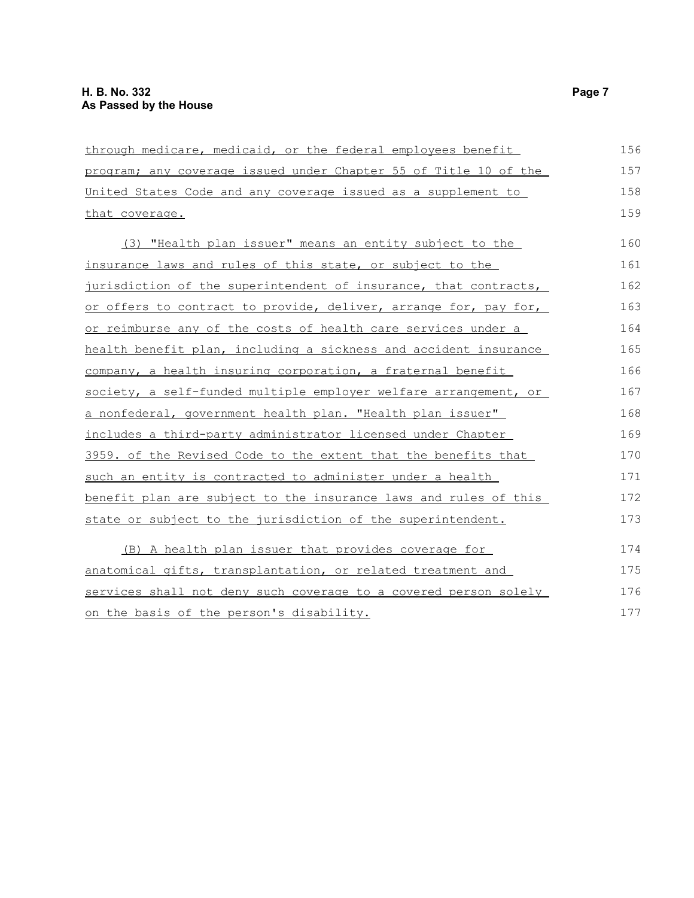through medicare, medicaid, or the federal employees benefit program; any coverage issued under Chapter 55 of Title 10 of the United States Code and any coverage issued as a supplement to that coverage.

(3) "Health plan issuer" means an entity subject to the insurance laws and rules of this state, or subject to the jurisdiction of the superintendent of insurance, that contracts, or offers to contract to provide, deliver, arrange for, pay for, or reimburse any of the costs of health care services under a health benefit plan, including a sickness and accident insurance company, a health insuring corporation, a fraternal benefit society, a self-funded multiple employer welfare arrangement, or a nonfederal, government health plan. "Health plan issuer" includes a third-party administrator licensed under Chapter 3959. of the Revised Code to the extent that the benefits that such an entity is contracted to administer under a health benefit plan are subject to the insurance laws and rules of this state or subject to the jurisdiction of the superintendent.

(B) A health plan issuer that provides coverage for anatomical gifts, transplantation, or related treatment and services shall not deny such coverage to a covered person solely on the basis of the person's disability.